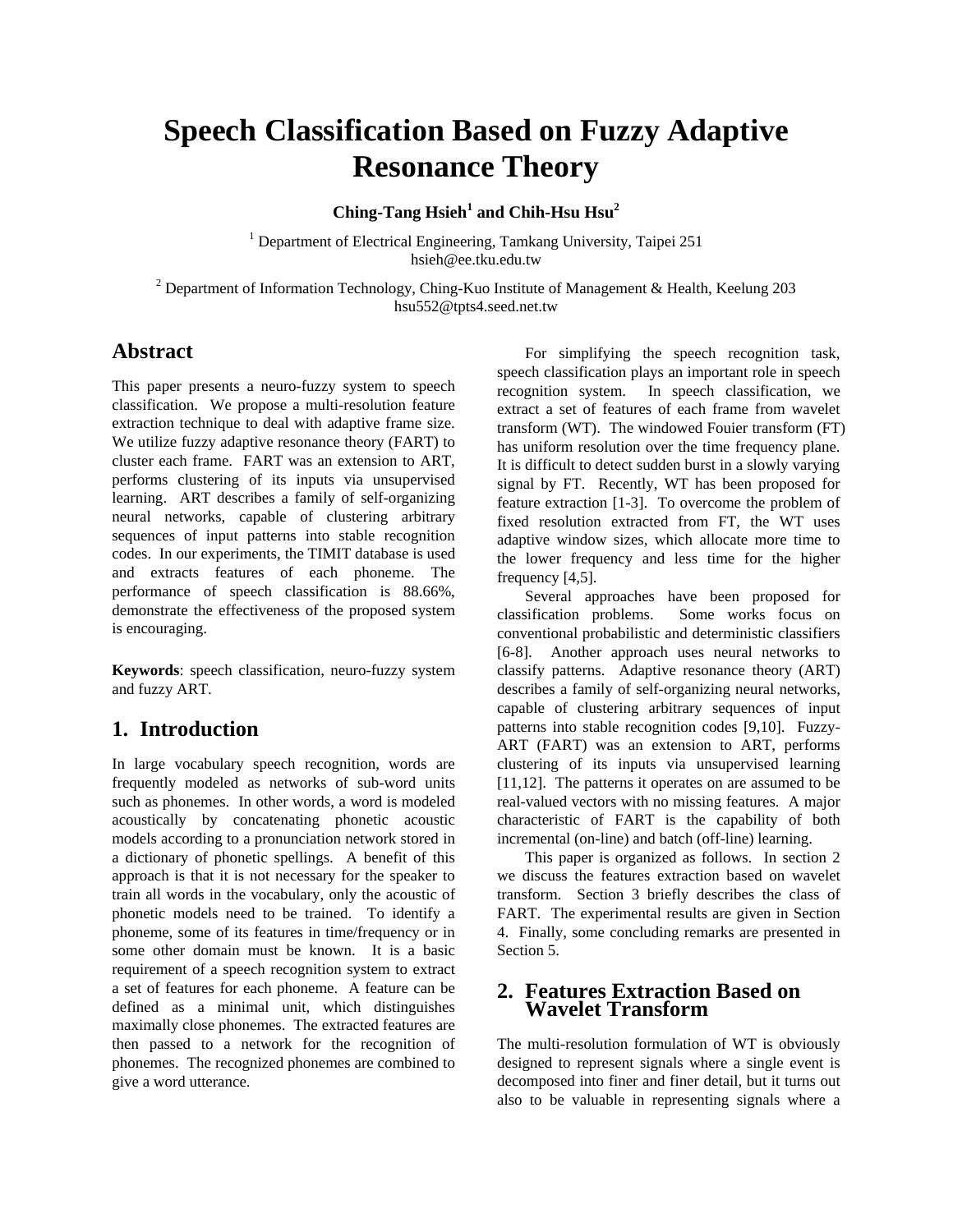# Speech Classification Based on Fuzzy Adaptive Resonance Theory

**Ching-Tang Hsieh[1] and Chih-Hsu Hsu[2]**

[1] Department of Electrical Engineering, Tamkang University, Taipei 251
hsieh@ee.tku.edu.tw

[2] Department of Information Technology, Ching-Kuo Institute of Management & Health, Keelung 203
hsu552@tpts4.seed.net.tw

## Abstract

This paper presents a neuro-fuzzy system to speech classification. We propose a multi-resolution feature extraction technique to deal with adaptive frame size. We utilize fuzzy adaptive resonance theory (FART) to cluster each frame. FART was an extension to ART, performs clustering of its inputs via unsupervised learning. ART describes a family of self-organizing neural networks, capable of clustering arbitrary sequences of input patterns into stable recognition codes. In our experiments, the TIMIT database is used and extracts features of each phoneme. The performance of speech classification is 88.66%, demonstrate the effectiveness of the proposed system is encouraging.

**Keywords**: speech classification, neuro-fuzzy system and fuzzy ART.

## 1. Introduction

In large vocabulary speech recognition, words are frequently modeled as networks of sub-word units such as phonemes. In other words, a word is modeled acoustically by concatenating phonetic acoustic models according to a pronunciation network stored in a dictionary of phonetic spellings. A benefit of this approach is that it is not necessary for the speaker to train all words in the vocabulary, only the acoustic of phonetic models need to be trained. To identify a phoneme, some of its features in time/frequency or in some other domain must be known. It is a basic requirement of a speech recognition system to extract a set of features for each phoneme. A feature can be defined as a minimal unit, which distinguishes maximally close phonemes. The extracted features are then passed to a network for the recognition of phonemes. The recognized phonemes are combined to give a word utterance.

For simplifying the speech recognition task, speech classification plays an important role in speech recognition system. In speech classification, we extract a set of features of each frame from wavelet transform (WT). The windowed Fouier transform (FT) has uniform resolution over the time frequency plane. It is difficult to detect sudden burst in a slowly varying signal by FT. Recently, WT has been proposed for feature extraction [1-3]. To overcome the problem of fixed resolution extracted from FT, the WT uses adaptive window sizes, which allocate more time to the lower frequency and less time for the higher frequency [4,5].

Several approaches have been proposed for classification problems. Some works focus on conventional probabilistic and deterministic classifiers [6-8]. Another approach uses neural networks to classify patterns. Adaptive resonance theory (ART) describes a family of self-organizing neural networks, capable of clustering arbitrary sequences of input patterns into stable recognition codes [9,10]. Fuzzy-ART (FART) was an extension to ART, performs clustering of its inputs via unsupervised learning [11,12]. The patterns it operates on are assumed to be real-valued vectors with no missing features. A major characteristic of FART is the capability of both incremental (on-line) and batch (off-line) learning.

This paper is organized as follows. In section 2 we discuss the features extraction based on wavelet transform. Section 3 briefly describes the class of FART. The experimental results are given in Section 4. Finally, some concluding remarks are presented in Section 5.

## 2. Features Extraction Based on Wavelet Transform

The multi-resolution formulation of WT is obviously designed to represent signals where a single event is decomposed into finer and finer detail, but it turns out also to be valuable in representing signals where a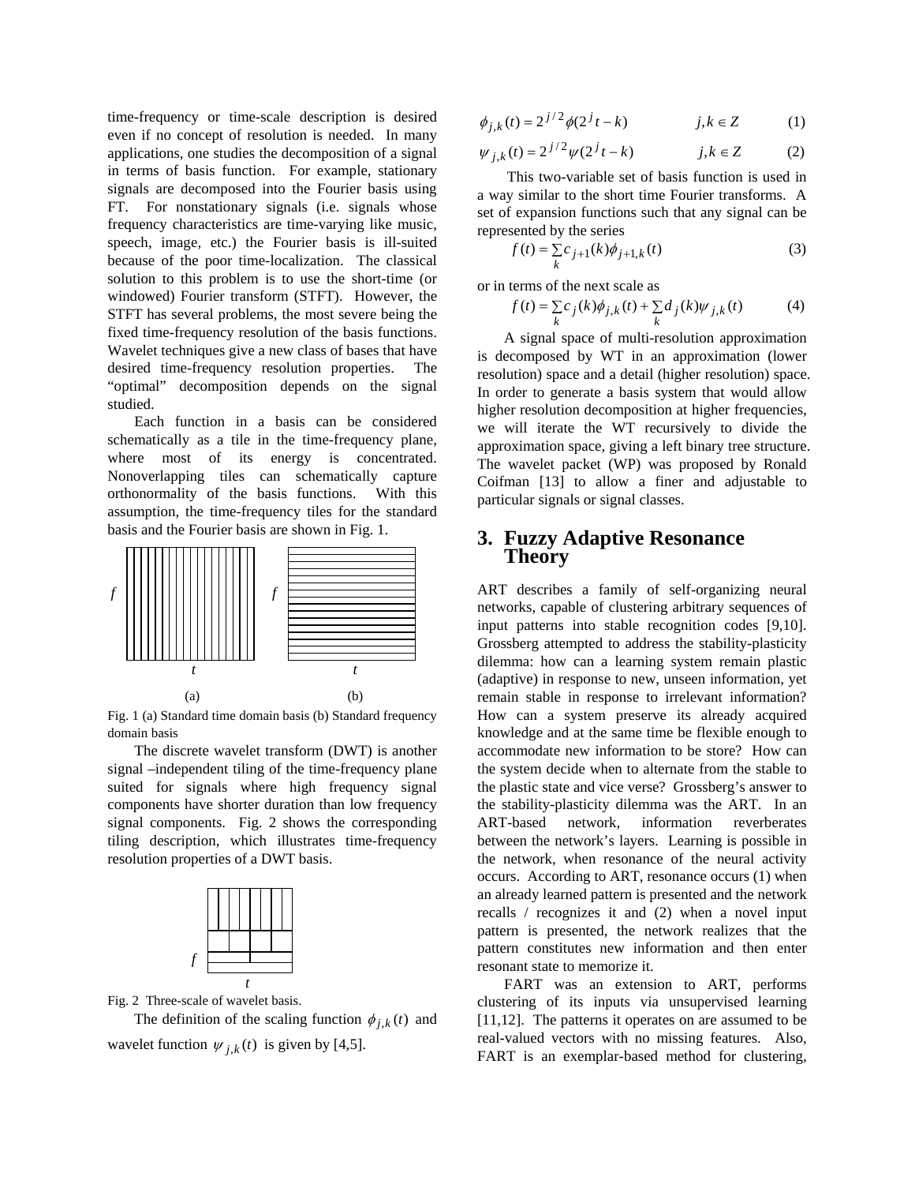time-frequency or time-scale description is desired even if no concept of resolution is needed. In many applications, one studies the decomposition of a signal in terms of basis function. For example, stationary signals are decomposed into the Fourier basis using FT. For nonstationary signals (i.e. signals whose frequency characteristics are time-varying like music, speech, image, etc.) the Fourier basis is ill-suited because of the poor time-localization. The classical solution to this problem is to use the short-time (or windowed) Fourier transform (STFT). However, the STFT has several problems, the most severe being the fixed time-frequency resolution of the basis functions. Wavelet techniques give a new class of bases that have desired time-frequency resolution properties. The "optimal" decomposition depends on the signal studied.

Each function in a basis can be considered schematically as a tile in the time-frequency plane, where most of its energy is concentrated. Nonoverlapping tiles can schematically capture orthonormality of the basis functions. With this assumption, the time-frequency tiles for the standard basis and the Fourier basis are shown in Fig. 1.

Fig. 1 (a) Standard time domain basis (b) Standard frequency domain basis

The discrete wavelet transform (DWT) is another signal –independent tiling of the time-frequency plane suited for signals where high frequency signal components have shorter duration than low frequency signal components. Fig. 2 shows the corresponding tiling description, which illustrates time-frequency resolution properties of a DWT basis.

Fig. 2 Three-scale of wavelet basis.

The definition of the scaling function $\phi_{j,k}(t)$ and wavelet function $\psi_{j,k}(t)$ is given by [4,5].

$$\phi_{j,k}(t) = 2^{j/2}\phi(2^j t - k) \qquad j,k \in Z \tag{1}$$

$$\psi_{j,k}(t) = 2^{j/2}\psi(2^j t - k) \qquad j,k \in Z \tag{2}$$

This two-variable set of basis function is used in a way similar to the short time Fourier transforms. A set of expansion functions such that any signal can be represented by the series

$$f(t) = \sum_k c_{j+1}(k)\phi_{j+1,k}(t) \tag{3}$$

or in terms of the next scale as

$$f(t) = \sum_k c_j(k)\phi_{j,k}(t) + \sum_k d_j(k)\psi_{j,k}(t) \tag{4}$$

A signal space of multi-resolution approximation is decomposed by WT in an approximation (lower resolution) space and a detail (higher resolution) space. In order to generate a basis system that would allow higher resolution decomposition at higher frequencies, we will iterate the WT recursively to divide the approximation space, giving a left binary tree structure. The wavelet packet (WP) was proposed by Ronald Coifman [13] to allow a finer and adjustable to particular signals or signal classes.

# 3. Fuzzy Adaptive Resonance Theory

ART describes a family of self-organizing neural networks, capable of clustering arbitrary sequences of input patterns into stable recognition codes [9,10]. Grossberg attempted to address the stability-plasticity dilemma: how can a learning system remain plastic (adaptive) in response to new, unseen information, yet remain stable in response to irrelevant information? How can a system preserve its already acquired knowledge and at the same time be flexible enough to accommodate new information to be store? How can the system decide when to alternate from the stable to the plastic state and vice verse? Grossberg's answer to the stability-plasticity dilemma was the ART. In an ART-based network, information reverberates between the network's layers. Learning is possible in the network, when resonance of the neural activity occurs. According to ART, resonance occurs (1) when an already learned pattern is presented and the network recalls / recognizes it and (2) when a novel input pattern is presented, the network realizes that the pattern constitutes new information and then enter resonant state to memorize it.

FART was an extension to ART, performs clustering of its inputs via unsupervised learning [11,12]. The patterns it operates on are assumed to be real-valued vectors with no missing features. Also, FART is an exemplar-based method for clustering,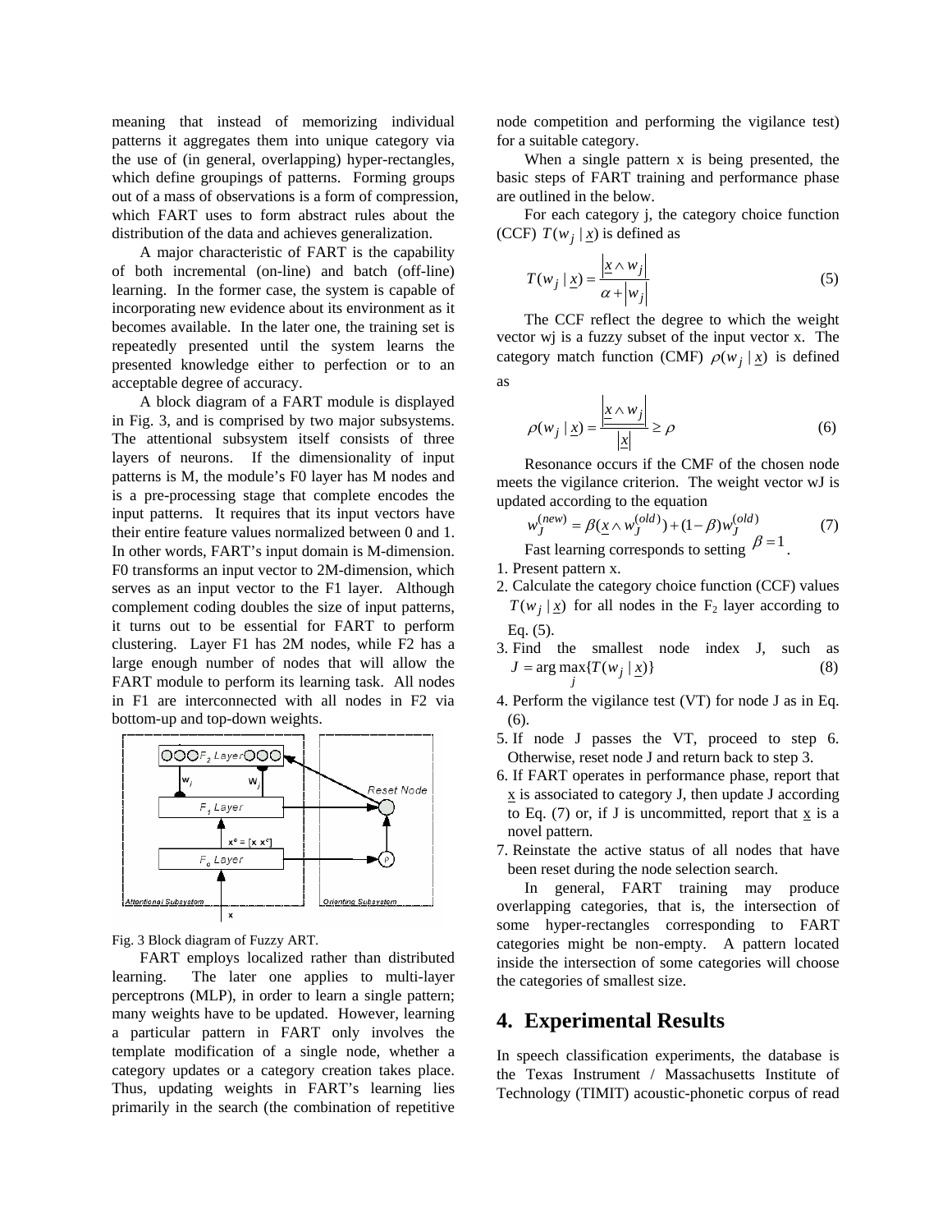meaning that instead of memorizing individual patterns it aggregates them into unique category via the use of (in general, overlapping) hyper-rectangles, which define groupings of patterns. Forming groups out of a mass of observations is a form of compression, which FART uses to form abstract rules about the distribution of the data and achieves generalization.

A major characteristic of FART is the capability of both incremental (on-line) and batch (off-line) learning. In the former case, the system is capable of incorporating new evidence about its environment as it becomes available. In the later one, the training set is repeatedly presented until the system learns the presented knowledge either to perfection or to an acceptable degree of accuracy.

A block diagram of a FART module is displayed in Fig. 3, and is comprised by two major subsystems. The attentional subsystem itself consists of three layers of neurons. If the dimensionality of input patterns is M, the module's F0 layer has M nodes and is a pre-processing stage that complete encodes the input patterns. It requires that its input vectors have their entire feature values normalized between 0 and 1. In other words, FART's input domain is M-dimension. F0 transforms an input vector to 2M-dimension, which serves as an input vector to the F1 layer. Although complement coding doubles the size of input patterns, it turns out to be essential for FART to perform clustering. Layer F1 has 2M nodes, while F2 has a large enough number of nodes that will allow the FART module to perform its learning task. All nodes in F1 are interconnected with all nodes in F2 via bottom-up and top-down weights.

Fig. 3 Block diagram of Fuzzy ART.

FART employs localized rather than distributed learning. The later one applies to multi-layer perceptrons (MLP), in order to learn a single pattern; many weights have to be updated. However, learning a particular pattern in FART only involves the template modification of a single node, whether a category updates or a category creation takes place. Thus, updating weights in FART's learning lies primarily in the search (the combination of repetitive node competition and performing the vigilance test) for a suitable category.

When a single pattern x is being presented, the basic steps of FART training and performance phase are outlined in the below.

For each category j, the category choice function (CCF) $T(w_j \mid \underline{x})$ is defined as

$$T(w_j \mid \underline{x}) = \frac{\left|\underline{x} \wedge w_j\right|}{\alpha + \left|w_j\right|} \tag{5}$$

The CCF reflect the degree to which the weight vector wj is a fuzzy subset of the input vector x. The category match function (CMF) $\rho(w_j \mid \underline{x})$ is defined as

$$\rho(w_j \mid \underline{x}) = \frac{\left|\underline{x} \wedge w_j\right|}{\left|\underline{x}\right|} \geq \rho \tag{6}$$

Resonance occurs if the CMF of the chosen node meets the vigilance criterion. The weight vector wJ is updated according to the equation

$$w_J^{(new)} = \beta(\underline{x} \wedge w_J^{(old)}) + (1-\beta) w_J^{(old)} \tag{7}$$

Fast learning corresponds to setting $\beta = 1$.

1. Present pattern x.
2. Calculate the category choice function (CCF) values $T(w_j \mid \underline{x})$ for all nodes in the $F_2$ layer according to Eq. (5).
3. Find the smallest node index J, such as $J = \arg\max_j \{T(w_j \mid \underline{x})\}$ (8)
4. Perform the vigilance test (VT) for node J as in Eq. (6).
5. If node J passes the VT, proceed to step 6. Otherwise, reset node J and return back to step 3.
6. If FART operates in performance phase, report that $\underline{x}$ is associated to category J, then update J according to Eq. (7) or, if J is uncommitted, report that $\underline{x}$ is a novel pattern.
7. Reinstate the active status of all nodes that have been reset during the node selection search.

In general, FART training may produce overlapping categories, that is, the intersection of some hyper-rectangles corresponding to FART categories might be non-empty. A pattern located inside the intersection of some categories will choose the categories of smallest size.

## 4. Experimental Results

In speech classification experiments, the database is the Texas Instrument / Massachusetts Institute of Technology (TIMIT) acoustic-phonetic corpus of read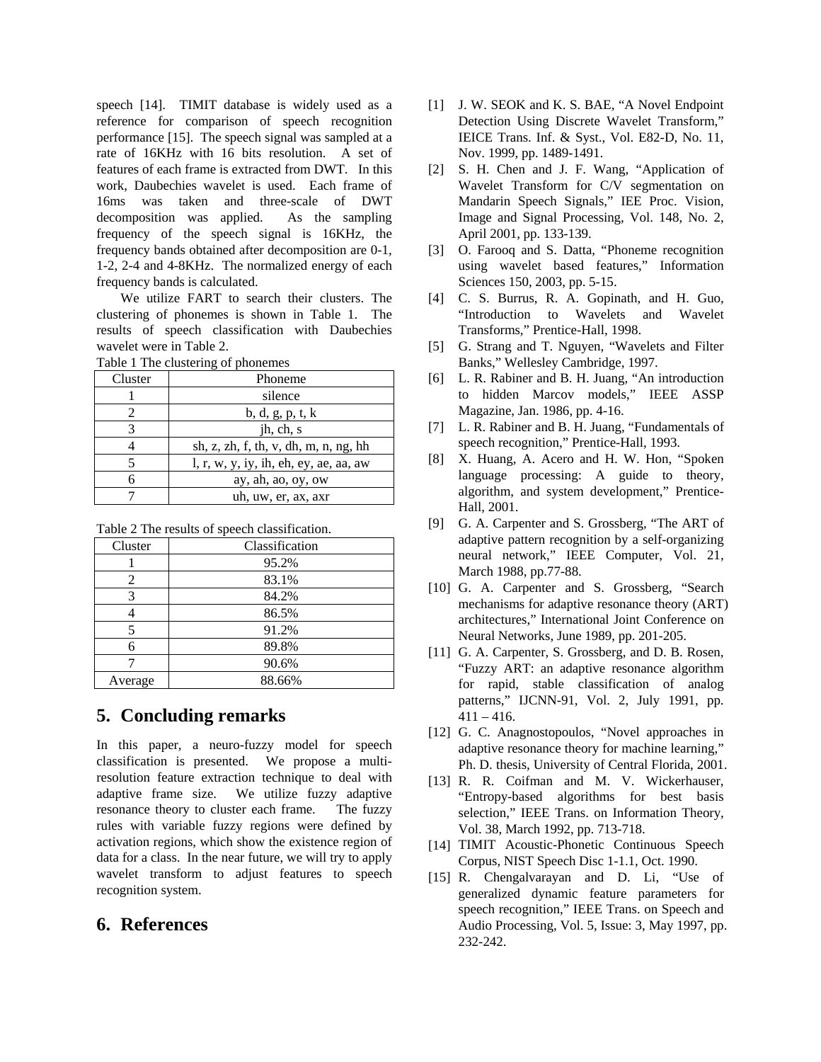speech [14]. TIMIT database is widely used as a reference for comparison of speech recognition performance [15]. The speech signal was sampled at a rate of 16KHz with 16 bits resolution. A set of features of each frame is extracted from DWT. In this work, Daubechies wavelet is used. Each frame of 16ms was taken and three-scale of DWT decomposition was applied. As the sampling frequency of the speech signal is 16KHz, the frequency bands obtained after decomposition are 0-1, 1-2, 2-4 and 4-8KHz. The normalized energy of each frequency bands is calculated.

We utilize FART to search their clusters. The clustering of phonemes is shown in Table 1. The results of speech classification with Daubechies wavelet were in Table 2.

Table 1 The clustering of phonemes

| Cluster | Phoneme |
|---|---|
| 1 | silence |
| 2 | b, d, g, p, t, k |
| 3 | jh, ch, s |
| 4 | sh, z, zh, f, th, v, dh, m, n, ng, hh |
| 5 | l, r, w, y, iy, ih, eh, ey, ae, aa, aw |
| 6 | ay, ah, ao, oy, ow |
| 7 | uh, uw, er, ax, axr |

Table 2 The results of speech classification.

| Cluster | Classification |
|---|---|
| 1 | 95.2% |
| 2 | 83.1% |
| 3 | 84.2% |
| 4 | 86.5% |
| 5 | 91.2% |
| 6 | 89.8% |
| 7 | 90.6% |
| Average | 88.66% |

## 5. Concluding remarks

In this paper, a neuro-fuzzy model for speech classification is presented. We propose a multi-resolution feature extraction technique to deal with adaptive frame size. We utilize fuzzy adaptive resonance theory to cluster each frame. The fuzzy rules with variable fuzzy regions were defined by activation regions, which show the existence region of data for a class. In the near future, we will try to apply wavelet transform to adjust features to speech recognition system.

## 6. References

[1] J. W. SEOK and K. S. BAE, "A Novel Endpoint Detection Using Discrete Wavelet Transform," IEICE Trans. Inf. & Syst., Vol. E82-D, No. 11, Nov. 1999, pp. 1489-1491.

[2] S. H. Chen and J. F. Wang, "Application of Wavelet Transform for C/V segmentation on Mandarin Speech Signals," IEE Proc. Vision, Image and Signal Processing, Vol. 148, No. 2, April 2001, pp. 133-139.

[3] O. Farooq and S. Datta, "Phoneme recognition using wavelet based features," Information Sciences 150, 2003, pp. 5-15.

[4] C. S. Burrus, R. A. Gopinath, and H. Guo, "Introduction to Wavelets and Wavelet Transforms," Prentice-Hall, 1998.

[5] G. Strang and T. Nguyen, "Wavelets and Filter Banks," Wellesley Cambridge, 1997.

[6] L. R. Rabiner and B. H. Juang, "An introduction to hidden Marcov models," IEEE ASSP Magazine, Jan. 1986, pp. 4-16.

[7] L. R. Rabiner and B. H. Juang, "Fundamentals of speech recognition," Prentice-Hall, 1993.

[8] X. Huang, A. Acero and H. W. Hon, "Spoken language processing: A guide to theory, algorithm, and system development," Prentice-Hall, 2001.

[9] G. A. Carpenter and S. Grossberg, "The ART of adaptive pattern recognition by a self-organizing neural network," IEEE Computer, Vol. 21, March 1988, pp.77-88.

[10] G. A. Carpenter and S. Grossberg, "Search mechanisms for adaptive resonance theory (ART) architectures," International Joint Conference on Neural Networks, June 1989, pp. 201-205.

[11] G. A. Carpenter, S. Grossberg, and D. B. Rosen, "Fuzzy ART: an adaptive resonance algorithm for rapid, stable classification of analog patterns," IJCNN-91, Vol. 2, July 1991, pp. 411 – 416.

[12] G. C. Anagnostopoulos, "Novel approaches in adaptive resonance theory for machine learning," Ph. D. thesis, University of Central Florida, 2001.

[13] R. R. Coifman and M. V. Wickerhauser, "Entropy-based algorithms for best basis selection," IEEE Trans. on Information Theory, Vol. 38, March 1992, pp. 713-718.

[14] TIMIT Acoustic-Phonetic Continuous Speech Corpus, NIST Speech Disc 1-1.1, Oct. 1990.

[15] R. Chengalvarayan and D. Li, "Use of generalized dynamic feature parameters for speech recognition," IEEE Trans. on Speech and Audio Processing, Vol. 5, Issue: 3, May 1997, pp. 232-242.